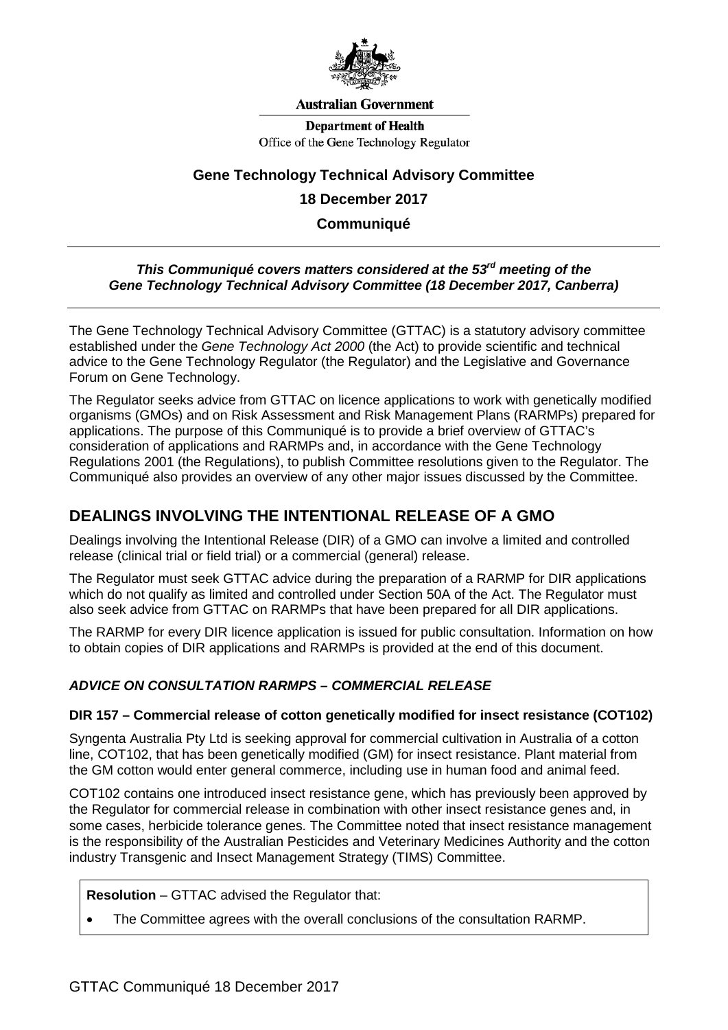Australian Government

Department of Health

Office of the Gene Technology Regulator

# Gene Technology Technical Advisory Committee

## 18 December 2017

## Communiqué

***This Communiqué covers matters considered at the 53rd meeting of the Gene Technology Technical Advisory Committee (18 December 2017, Canberra)***

The Gene Technology Technical Advisory Committee (GTTAC) is a statutory advisory committee established under the *Gene Technology Act 2000* (the Act) to provide scientific and technical advice to the Gene Technology Regulator (the Regulator) and the Legislative and Governance Forum on Gene Technology.

The Regulator seeks advice from GTTAC on licence applications to work with genetically modified organisms (GMOs) and on Risk Assessment and Risk Management Plans (RARMPs) prepared for applications. The purpose of this Communiqué is to provide a brief overview of GTTAC's consideration of applications and RARMPs and, in accordance with the Gene Technology Regulations 2001 (the Regulations), to publish Committee resolutions given to the Regulator. The Communiqué also provides an overview of any other major issues discussed by the Committee.

## DEALINGS INVOLVING THE INTENTIONAL RELEASE OF A GMO

Dealings involving the Intentional Release (DIR) of a GMO can involve a limited and controlled release (clinical trial or field trial) or a commercial (general) release.

The Regulator must seek GTTAC advice during the preparation of a RARMP for DIR applications which do not qualify as limited and controlled under Section 50A of the Act. The Regulator must also seek advice from GTTAC on RARMPs that have been prepared for all DIR applications.

The RARMP for every DIR licence application is issued for public consultation. Information on how to obtain copies of DIR applications and RARMPs is provided at the end of this document.

### *ADVICE ON CONSULTATION RARMPS – COMMERCIAL RELEASE*

**DIR 157 – Commercial release of cotton genetically modified for insect resistance (COT102)**

Syngenta Australia Pty Ltd is seeking approval for commercial cultivation in Australia of a cotton line, COT102, that has been genetically modified (GM) for insect resistance. Plant material from the GM cotton would enter general commerce, including use in human food and animal feed.

COT102 contains one introduced insect resistance gene, which has previously been approved by the Regulator for commercial release in combination with other insect resistance genes and, in some cases, herbicide tolerance genes. The Committee noted that insect resistance management is the responsibility of the Australian Pesticides and Veterinary Medicines Authority and the cotton industry Transgenic and Insect Management Strategy (TIMS) Committee.

**Resolution** – GTTAC advised the Regulator that:

- The Committee agrees with the overall conclusions of the consultation RARMP.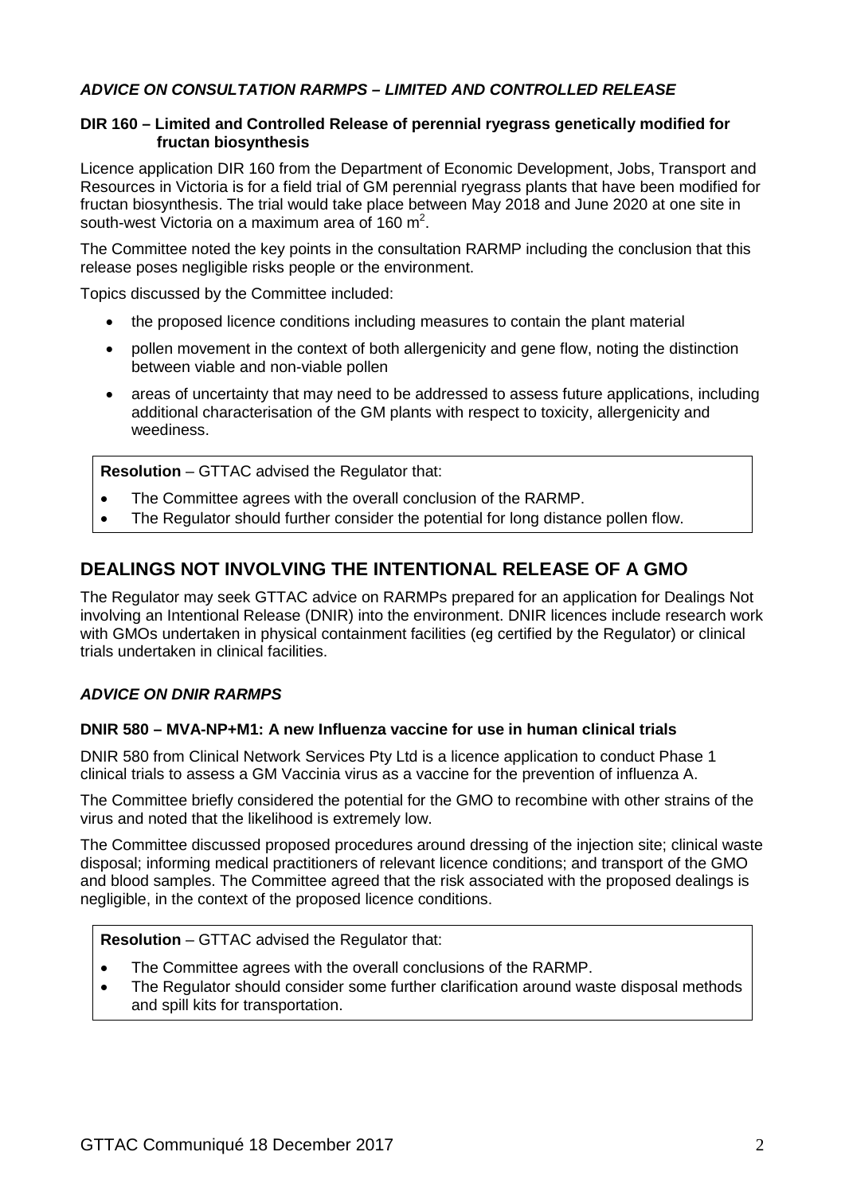### *ADVICE ON CONSULTATION RARMPS – LIMITED AND CONTROLLED RELEASE*

#### DIR 160 – Limited and Controlled Release of perennial ryegrass genetically modified for fructan biosynthesis

Licence application DIR 160 from the Department of Economic Development, Jobs, Transport and Resources in Victoria is for a field trial of GM perennial ryegrass plants that have been modified for fructan biosynthesis. The trial would take place between May 2018 and June 2020 at one site in south-west Victoria on a maximum area of 160 $m^2$.

The Committee noted the key points in the consultation RARMP including the conclusion that this release poses negligible risks people or the environment.

Topics discussed by the Committee included:

- the proposed licence conditions including measures to contain the plant material
- pollen movement in the context of both allergenicity and gene flow, noting the distinction between viable and non-viable pollen
- areas of uncertainty that may need to be addressed to assess future applications, including additional characterisation of the GM plants with respect to toxicity, allergenicity and weediness.

**Resolution** – GTTAC advised the Regulator that:

- The Committee agrees with the overall conclusion of the RARMP.
- The Regulator should further consider the potential for long distance pollen flow.

## DEALINGS NOT INVOLVING THE INTENTIONAL RELEASE OF A GMO

The Regulator may seek GTTAC advice on RARMPs prepared for an application for Dealings Not involving an Intentional Release (DNIR) into the environment. DNIR licences include research work with GMOs undertaken in physical containment facilities (eg certified by the Regulator) or clinical trials undertaken in clinical facilities.

### *ADVICE ON DNIR RARMPS*

#### DNIR 580 – MVA-NP+M1: A new Influenza vaccine for use in human clinical trials

DNIR 580 from Clinical Network Services Pty Ltd is a licence application to conduct Phase 1 clinical trials to assess a GM Vaccinia virus as a vaccine for the prevention of influenza A.

The Committee briefly considered the potential for the GMO to recombine with other strains of the virus and noted that the likelihood is extremely low.

The Committee discussed proposed procedures around dressing of the injection site; clinical waste disposal; informing medical practitioners of relevant licence conditions; and transport of the GMO and blood samples. The Committee agreed that the risk associated with the proposed dealings is negligible, in the context of the proposed licence conditions.

**Resolution** – GTTAC advised the Regulator that:

- The Committee agrees with the overall conclusions of the RARMP.
- The Regulator should consider some further clarification around waste disposal methods and spill kits for transportation.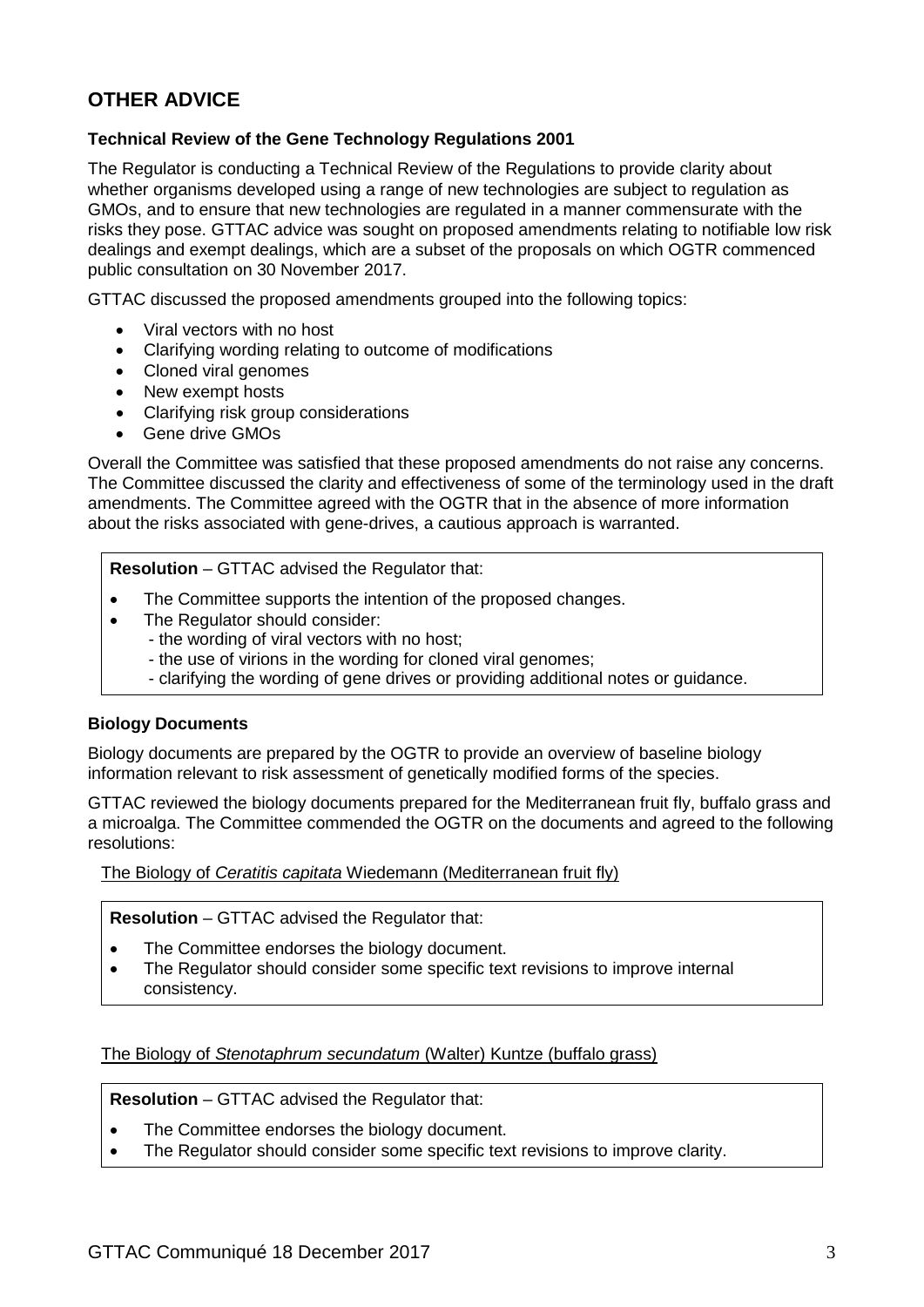## OTHER ADVICE

### Technical Review of the Gene Technology Regulations 2001

The Regulator is conducting a Technical Review of the Regulations to provide clarity about whether organisms developed using a range of new technologies are subject to regulation as GMOs, and to ensure that new technologies are regulated in a manner commensurate with the risks they pose. GTTAC advice was sought on proposed amendments relating to notifiable low risk dealings and exempt dealings, which are a subset of the proposals on which OGTR commenced public consultation on 30 November 2017.

GTTAC discussed the proposed amendments grouped into the following topics:

- Viral vectors with no host
- Clarifying wording relating to outcome of modifications
- Cloned viral genomes
- New exempt hosts
- Clarifying risk group considerations
- Gene drive GMOs

Overall the Committee was satisfied that these proposed amendments do not raise any concerns. The Committee discussed the clarity and effectiveness of some of the terminology used in the draft amendments. The Committee agreed with the OGTR that in the absence of more information about the risks associated with gene-drives, a cautious approach is warranted.

> **Resolution** – GTTAC advised the Regulator that:
>
> - The Committee supports the intention of the proposed changes.
> - The Regulator should consider:
>   - the wording of viral vectors with no host;
>   - the use of virions in the wording for cloned viral genomes;
>   - clarifying the wording of gene drives or providing additional notes or guidance.

### Biology Documents

Biology documents are prepared by the OGTR to provide an overview of baseline biology information relevant to risk assessment of genetically modified forms of the species.

GTTAC reviewed the biology documents prepared for the Mediterranean fruit fly, buffalo grass and a microalga. The Committee commended the OGTR on the documents and agreed to the following resolutions:

The Biology of *Ceratitis capitata* Wiedemann (Mediterranean fruit fly)

> **Resolution** – GTTAC advised the Regulator that:
>
> - The Committee endorses the biology document.
> - The Regulator should consider some specific text revisions to improve internal consistency.

The Biology of *Stenotaphrum secundatum* (Walter) Kuntze (buffalo grass)

> **Resolution** – GTTAC advised the Regulator that:
>
> - The Committee endorses the biology document.
> - The Regulator should consider some specific text revisions to improve clarity.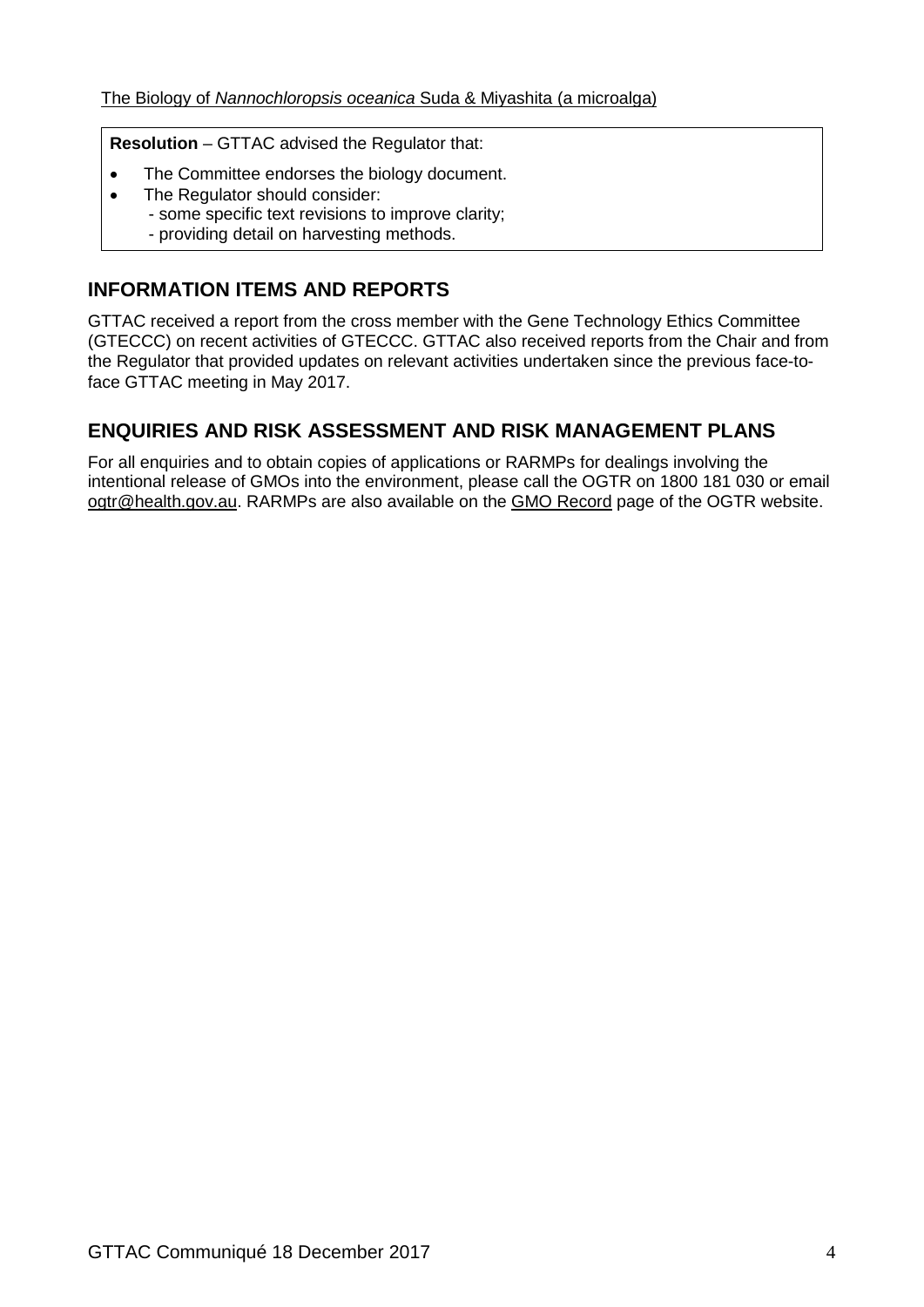The Biology of *Nannochloropsis oceanica* Suda & Miyashita (a microalga)

**Resolution** – GTTAC advised the Regulator that:

- The Committee endorses the biology document.
- The Regulator should consider:
  - some specific text revisions to improve clarity;
  - providing detail on harvesting methods.

## INFORMATION ITEMS AND REPORTS

GTTAC received a report from the cross member with the Gene Technology Ethics Committee (GTECCC) on recent activities of GTECCC. GTTAC also received reports from the Chair and from the Regulator that provided updates on relevant activities undertaken since the previous face-to-face GTTAC meeting in May 2017.

## ENQUIRIES AND RISK ASSESSMENT AND RISK MANAGEMENT PLANS

For all enquiries and to obtain copies of applications or RARMPs for dealings involving the intentional release of GMOs into the environment, please call the OGTR on 1800 181 030 or email ogtr@health.gov.au. RARMPs are also available on the GMO Record page of the OGTR website.